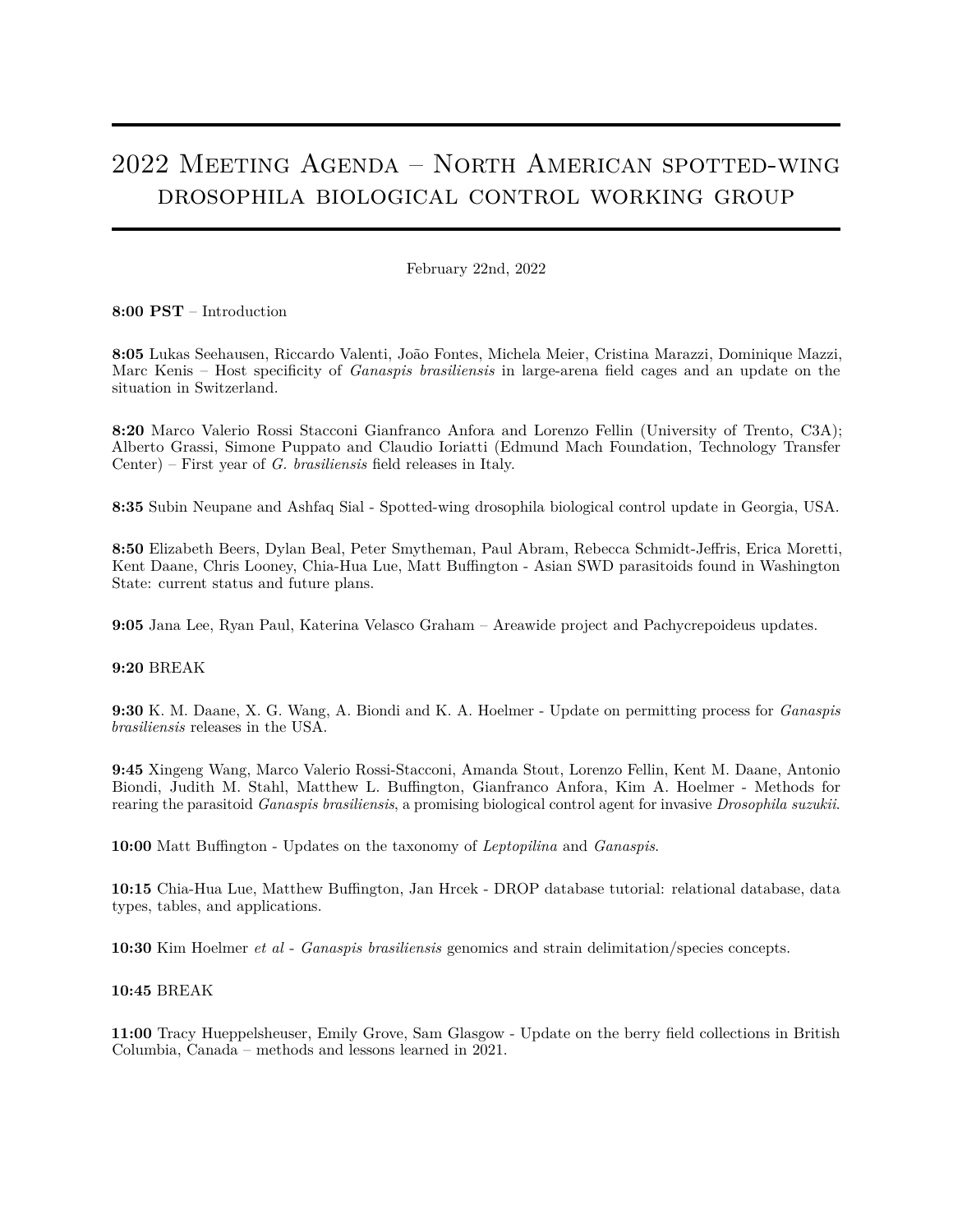# 2022 Meeting Agenda – North American spotted-wing drosophila biological control working group

February 22nd, 2022

**8:00 PST** – Introduction

**8:05** Lukas Seehausen, Riccardo Valenti, João Fontes, Michela Meier, Cristina Marazzi, Dominique Mazzi, Marc Kenis – Host specificity of *Ganaspis brasiliensis* in large-arena field cages and an update on the situation in Switzerland.

**8:20** Marco Valerio Rossi Stacconi Gianfranco Anfora and Lorenzo Fellin (University of Trento, C3A); Alberto Grassi, Simone Puppato and Claudio Ioriatti (Edmund Mach Foundation, Technology Transfer Center) – First year of *G. brasiliensis* field releases in Italy.

**8:35** Subin Neupane and Ashfaq Sial - Spotted-wing drosophila biological control update in Georgia, USA.

**8:50** Elizabeth Beers, Dylan Beal, Peter Smytheman, Paul Abram, Rebecca Schmidt-Jeffris, Erica Moretti, Kent Daane, Chris Looney, Chia-Hua Lue, Matt Buffington - Asian SWD parasitoids found in Washington State: current status and future plans.

**9:05** Jana Lee, Ryan Paul, Katerina Velasco Graham – Areawide project and Pachycrepoideus updates.

**9:20** BREAK

**9:30** K. M. Daane, X. G. Wang, A. Biondi and K. A. Hoelmer - Update on permitting process for *Ganaspis brasiliensis* releases in the USA.

**9:45** Xingeng Wang, Marco Valerio Rossi-Stacconi, Amanda Stout, Lorenzo Fellin, Kent M. Daane, Antonio Biondi, Judith M. Stahl, Matthew L. Buffington, Gianfranco Anfora, Kim A. Hoelmer - Methods for rearing the parasitoid *Ganaspis brasiliensis*, a promising biological control agent for invasive *Drosophila suzukii*.

**10:00** Matt Buffington - Updates on the taxonomy of *Leptopilina* and *Ganaspis*.

**10:15** Chia-Hua Lue, Matthew Buffington, Jan Hrcek - DROP database tutorial: relational database, data types, tables, and applications.

**10:30** Kim Hoelmer *et al* - *Ganaspis brasiliensis* genomics and strain delimitation/species concepts.

**10:45** BREAK

**11:00** Tracy Hueppelsheuser, Emily Grove, Sam Glasgow - Update on the berry field collections in British Columbia, Canada – methods and lessons learned in 2021.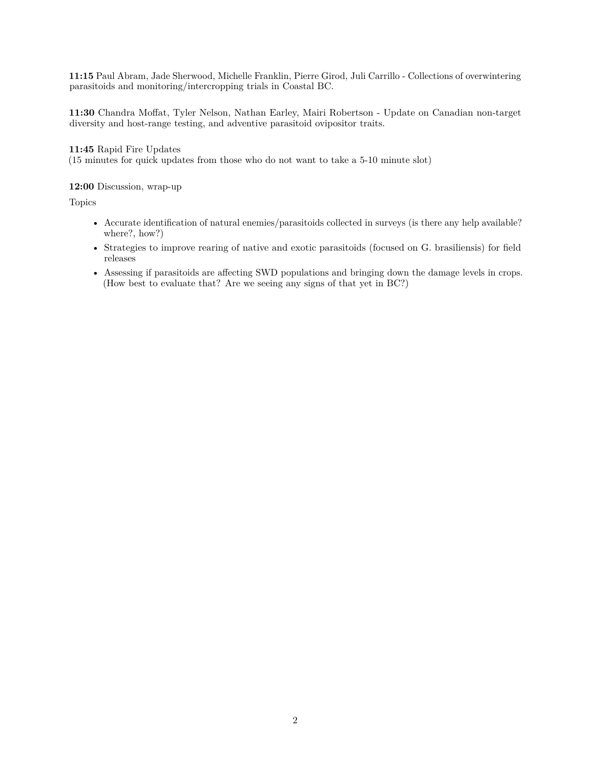**11:15** Paul Abram, Jade Sherwood, Michelle Franklin, Pierre Girod, Juli Carrillo - Collections of overwintering parasitoids and monitoring/intercropping trials in Coastal BC.

**11:30** Chandra Moffat, Tyler Nelson, Nathan Earley, Mairi Robertson - Update on Canadian non-target diversity and host-range testing, and adventive parasitoid ovipositor traits.

**11:45** Rapid Fire Updates
(15 minutes for quick updates from those who do not want to take a 5-10 minute slot)

**12:00** Discussion, wrap-up

Topics

- Accurate identification of natural enemies/parasitoids collected in surveys (is there any help available? where?, how?)
- Strategies to improve rearing of native and exotic parasitoids (focused on G. brasiliensis) for field releases
- Assessing if parasitoids are affecting SWD populations and bringing down the damage levels in crops. (How best to evaluate that? Are we seeing any signs of that yet in BC?)